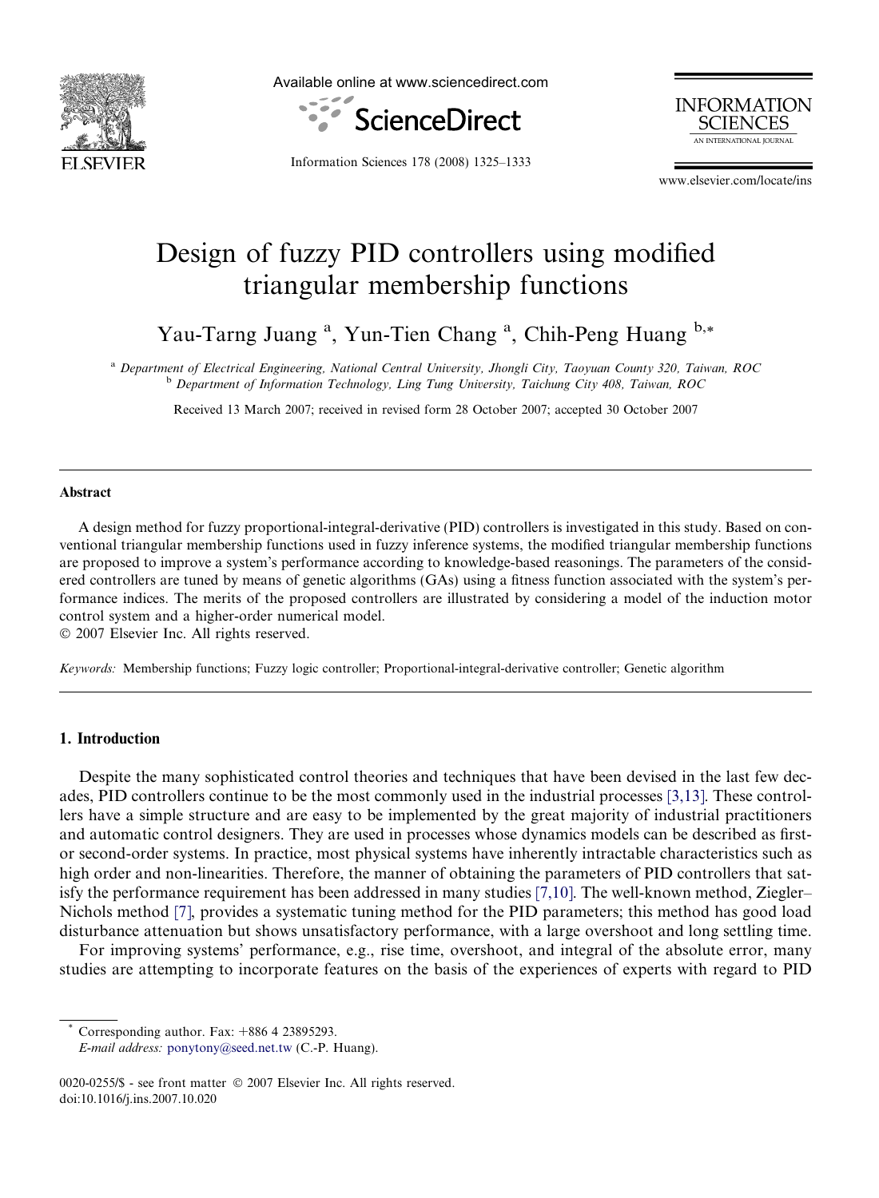# Design of fuzzy PID controllers using modified triangular membership functions

Yau-Tarng Juang [a], Yun-Tien Chang [a], Chih-Peng Huang [b,*]

[a] Department of Electrical Engineering, National Central University, Jhongli City, Taoyuan County 320, Taiwan, ROC
[b] Department of Information Technology, Ling Tung University, Taichung City 408, Taiwan, ROC

Received 13 March 2007; received in revised form 28 October 2007; accepted 30 October 2007

## Abstract

A design method for fuzzy proportional-integral-derivative (PID) controllers is investigated in this study. Based on conventional triangular membership functions used in fuzzy inference systems, the modified triangular membership functions are proposed to improve a system's performance according to knowledge-based reasonings. The parameters of the considered controllers are tuned by means of genetic algorithms (GAs) using a fitness function associated with the system's performance indices. The merits of the proposed controllers are illustrated by considering a model of the induction motor control system and a higher-order numerical model.
© 2007 Elsevier Inc. All rights reserved.

*Keywords:* Membership functions; Fuzzy logic controller; Proportional-integral-derivative controller; Genetic algorithm

## 1. Introduction

Despite the many sophisticated control theories and techniques that have been devised in the last few decades, PID controllers continue to be the most commonly used in the industrial processes [3,13]. These controllers have a simple structure and are easy to be implemented by the great majority of industrial practitioners and automatic control designers. They are used in processes whose dynamics models can be described as first- or second-order systems. In practice, most physical systems have inherently intractable characteristics such as high order and non-linearities. Therefore, the manner of obtaining the parameters of PID controllers that satisfy the performance requirement has been addressed in many studies [7,10]. The well-known method, Ziegler–Nichols method [7], provides a systematic tuning method for the PID parameters; this method has good load disturbance attenuation but shows unsatisfactory performance, with a large overshoot and long settling time.

For improving systems' performance, e.g., rise time, overshoot, and integral of the absolute error, many studies are attempting to incorporate features on the basis of the experiences of experts with regard to PID

* Corresponding author. Fax: +886 4 23895293.
*E-mail address:* ponytony@seed.net.tw (C.-P. Huang).

0020-0255/$ - see front matter © 2007 Elsevier Inc. All rights reserved.
doi:10.1016/j.ins.2007.10.020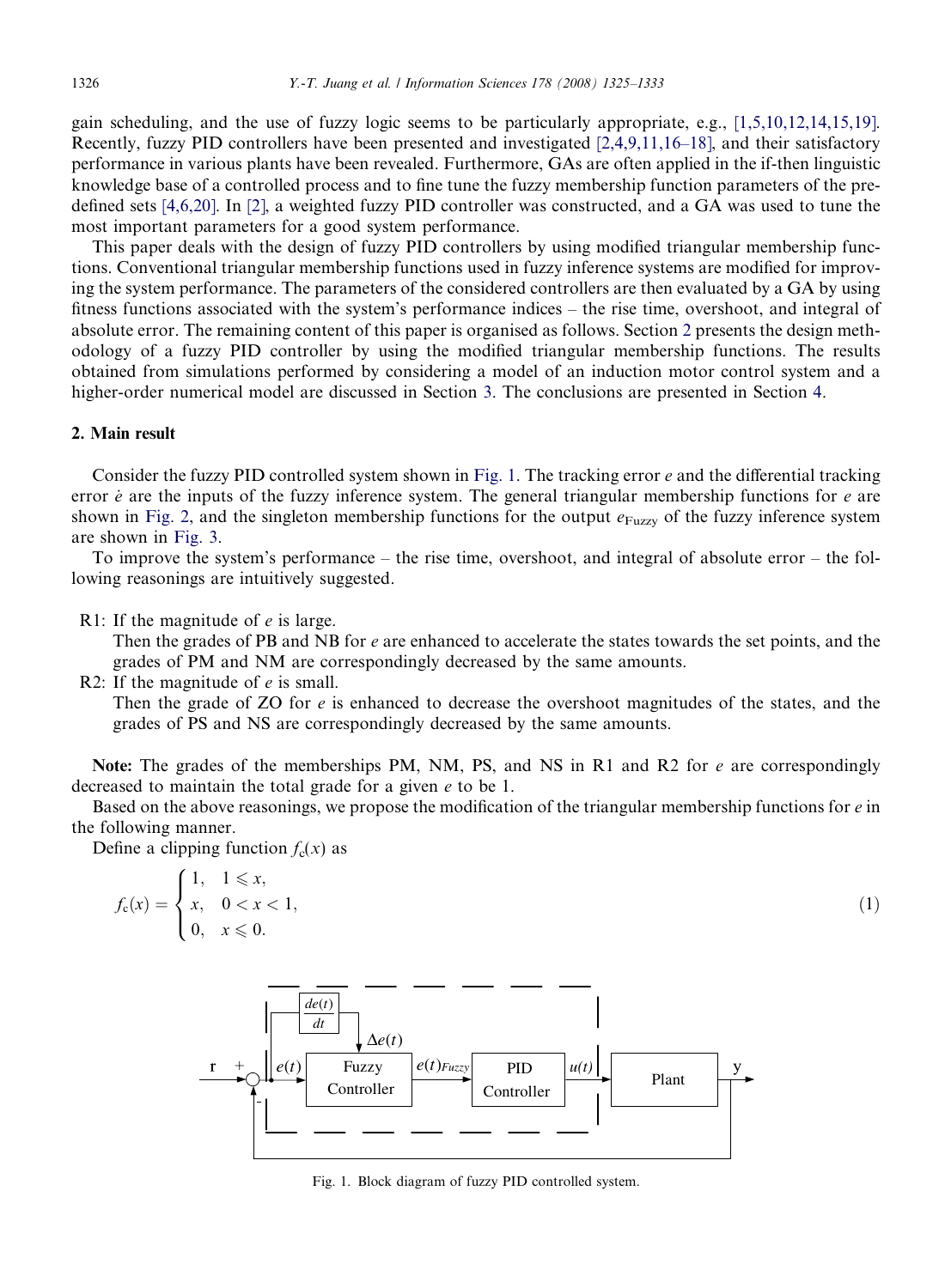gain scheduling, and the use of fuzzy logic seems to be particularly appropriate, e.g., [1,5,10,12,14,15,19]. Recently, fuzzy PID controllers have been presented and investigated [2,4,9,11,16–18], and their satisfactory performance in various plants have been revealed. Furthermore, GAs are often applied in the if-then linguistic knowledge base of a controlled process and to fine tune the fuzzy membership function parameters of the predefined sets [4,6,20]. In [2], a weighted fuzzy PID controller was constructed, and a GA was used to tune the most important parameters for a good system performance.

This paper deals with the design of fuzzy PID controllers by using modified triangular membership functions. Conventional triangular membership functions used in fuzzy inference systems are modified for improving the system performance. The parameters of the considered controllers are then evaluated by a GA by using fitness functions associated with the system's performance indices – the rise time, overshoot, and integral of absolute error. The remaining content of this paper is organised as follows. Section 2 presents the design methodology of a fuzzy PID controller by using the modified triangular membership functions. The results obtained from simulations performed by considering a model of an induction motor control system and a higher-order numerical model are discussed in Section 3. The conclusions are presented in Section 4.

## 2. Main result

Consider the fuzzy PID controlled system shown in Fig. 1. The tracking error $e$ and the differential tracking error $\dot{e}$ are the inputs of the fuzzy inference system. The general triangular membership functions for $e$ are shown in Fig. 2, and the singleton membership functions for the output $e_{\text{Fuzzy}}$ of the fuzzy inference system are shown in Fig. 3.

To improve the system's performance – the rise time, overshoot, and integral of absolute error – the following reasonings are intuitively suggested.

R1: If the magnitude of $e$ is large.
Then the grades of PB and NB for $e$ are enhanced to accelerate the states towards the set points, and the grades of PM and NM are correspondingly decreased by the same amounts.

R2: If the magnitude of $e$ is small.
Then the grade of ZO for $e$ is enhanced to decrease the overshoot magnitudes of the states, and the grades of PS and NS are correspondingly decreased by the same amounts.

**Note:** The grades of the memberships PM, NM, PS, and NS in R1 and R2 for $e$ are correspondingly decreased to maintain the total grade for a given $e$ to be 1.

Based on the above reasonings, we propose the modification of the triangular membership functions for $e$ in the following manner.

Define a clipping function $f_c(x)$ as

$$f_c(x) = \begin{cases} 1, & 1 \leqslant x, \\ x, & 0 < x < 1, \\ 0, & x \leqslant 0. \end{cases} \tag{1}$$

Fig. 1. Block diagram of fuzzy PID controlled system.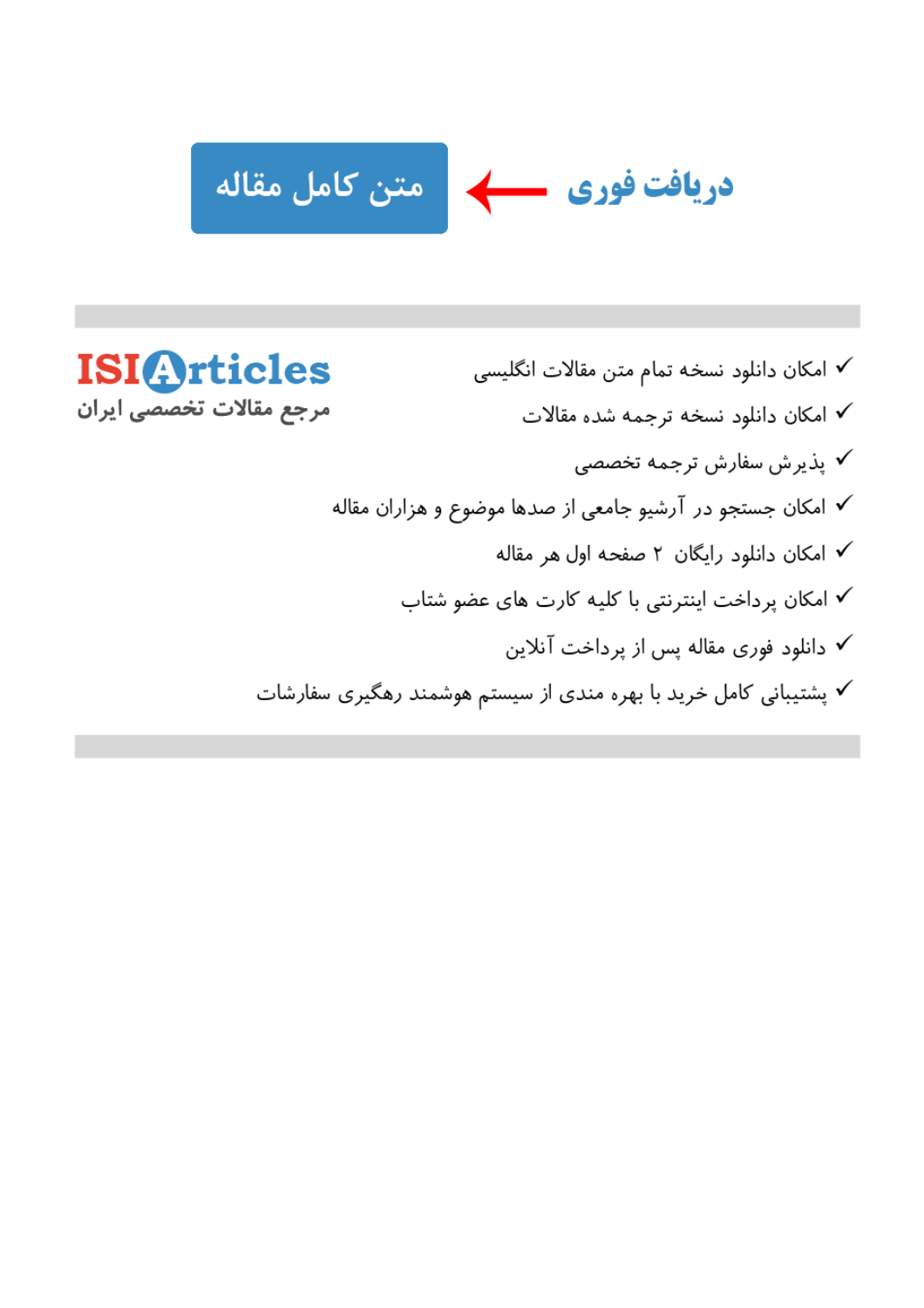دریافت فوری ← متن کامل مقاله

**ISIArticles**
مرجع مقالات تخصصی ایران

- ✓ امکان دانلود نسخه تمام متن مقالات انگلیسی
- ✓ امکان دانلود نسخه ترجمه شده مقالات
- ✓ پذیرش سفارش ترجمه تخصصی
- ✓ امکان جستجو در آرشیو جامعی از صدها موضوع و هزاران مقاله
- ✓ امکان دانلود رایگان ۲ صفحه اول هر مقاله
- ✓ امکان پرداخت اینترنتی با کلیه کارت های عضو شتاب
- ✓ دانلود فوری مقاله پس از پرداخت آنلاین
- ✓ پشتیبانی کامل خرید با بهره مندی از سیستم هوشمند رهگیری سفارشات